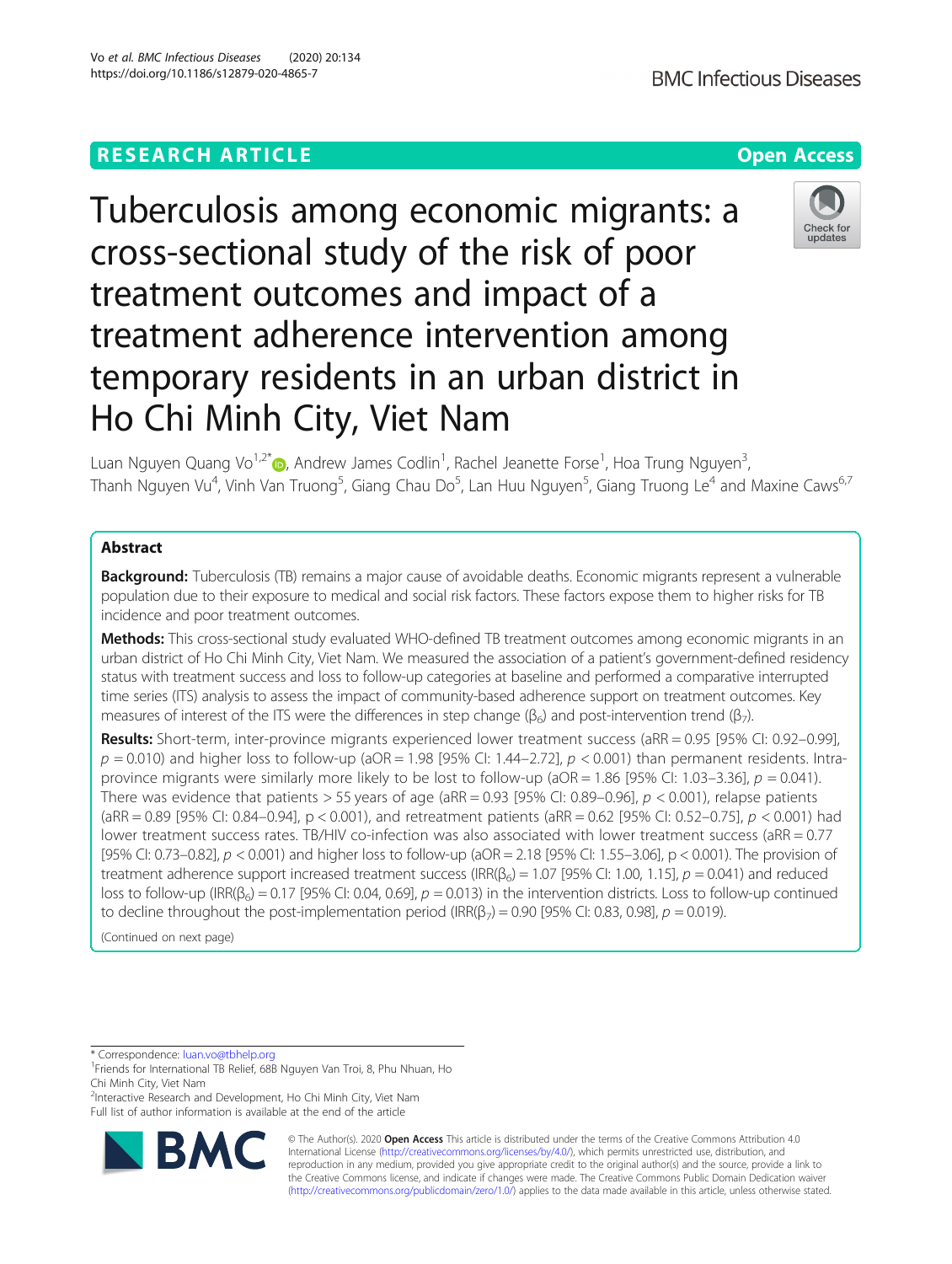RESEARCH ARTICLE

Open Access

# Tuberculosis among economic migrants: a cross-sectional study of the risk of poor treatment outcomes and impact of a treatment adherence intervention among temporary residents in an urban district in Ho Chi Minh City, Viet Nam

Luan Nguyen Quang Vo[1,2*], Andrew James Codlin[1], Rachel Jeanette Forse[1], Hoa Trung Nguyen[3], Thanh Nguyen Vu[4], Vinh Van Truong[5], Giang Chau Do[5], Lan Huu Nguyen[5], Giang Truong Le[4] and Maxine Caws[6,7]

## Abstract

**Background:** Tuberculosis (TB) remains a major cause of avoidable deaths. Economic migrants represent a vulnerable population due to their exposure to medical and social risk factors. These factors expose them to higher risks for TB incidence and poor treatment outcomes.

**Methods:** This cross-sectional study evaluated WHO-defined TB treatment outcomes among economic migrants in an urban district of Ho Chi Minh City, Viet Nam. We measured the association of a patient's government-defined residency status with treatment success and loss to follow-up categories at baseline and performed a comparative interrupted time series (ITS) analysis to assess the impact of community-based adherence support on treatment outcomes. Key measures of interest of the ITS were the differences in step change ($\beta_6$) and post-intervention trend ($\beta_7$).

**Results:** Short-term, inter-province migrants experienced lower treatment success (aRR = 0.95 [95% CI: 0.92–0.99], $p = 0.010$) and higher loss to follow-up (aOR = 1.98 [95% CI: 1.44–2.72], $p < 0.001$) than permanent residents. Intra-province migrants were similarly more likely to be lost to follow-up (aOR = 1.86 [95% CI: 1.03–3.36], $p = 0.041$). There was evidence that patients > 55 years of age (aRR = 0.93 [95% CI: 0.89–0.96], $p < 0.001$), relapse patients (aRR = 0.89 [95% CI: 0.84–0.94], p < 0.001), and retreatment patients (aRR = 0.62 [95% CI: 0.52–0.75], $p < 0.001$) had lower treatment success rates. TB/HIV co-infection was also associated with lower treatment success (aRR = 0.77 [95% CI: 0.73–0.82], $p < 0.001$) and higher loss to follow-up (aOR = 2.18 [95% CI: 1.55–3.06], p < 0.001). The provision of treatment adherence support increased treatment success (IRR($\beta_6$) = 1.07 [95% CI: 1.00, 1.15], $p = 0.041$) and reduced loss to follow-up (IRR($\beta_6$) = 0.17 [95% CI: 0.04, 0.69], $p = 0.013$) in the intervention districts. Loss to follow-up continued to decline throughout the post-implementation period (IRR($\beta_7$) = 0.90 [95% CI: 0.83, 0.98], $p = 0.019$).

(Continued on next page)

\* Correspondence: luan.vo@tbhelp.org
[1]Friends for International TB Relief, 68B Nguyen Van Troi, 8, Phu Nhuan, Ho Chi Minh City, Viet Nam
[2]Interactive Research and Development, Ho Chi Minh City, Viet Nam
Full list of author information is available at the end of the article

© The Author(s). 2020 **Open Access** This article is distributed under the terms of the Creative Commons Attribution 4.0 International License (http://creativecommons.org/licenses/by/4.0/), which permits unrestricted use, distribution, and reproduction in any medium, provided you give appropriate credit to the original author(s) and the source, provide a link to the Creative Commons license, and indicate if changes were made. The Creative Commons Public Domain Dedication waiver (http://creativecommons.org/publicdomain/zero/1.0/) applies to the data made available in this article, unless otherwise stated.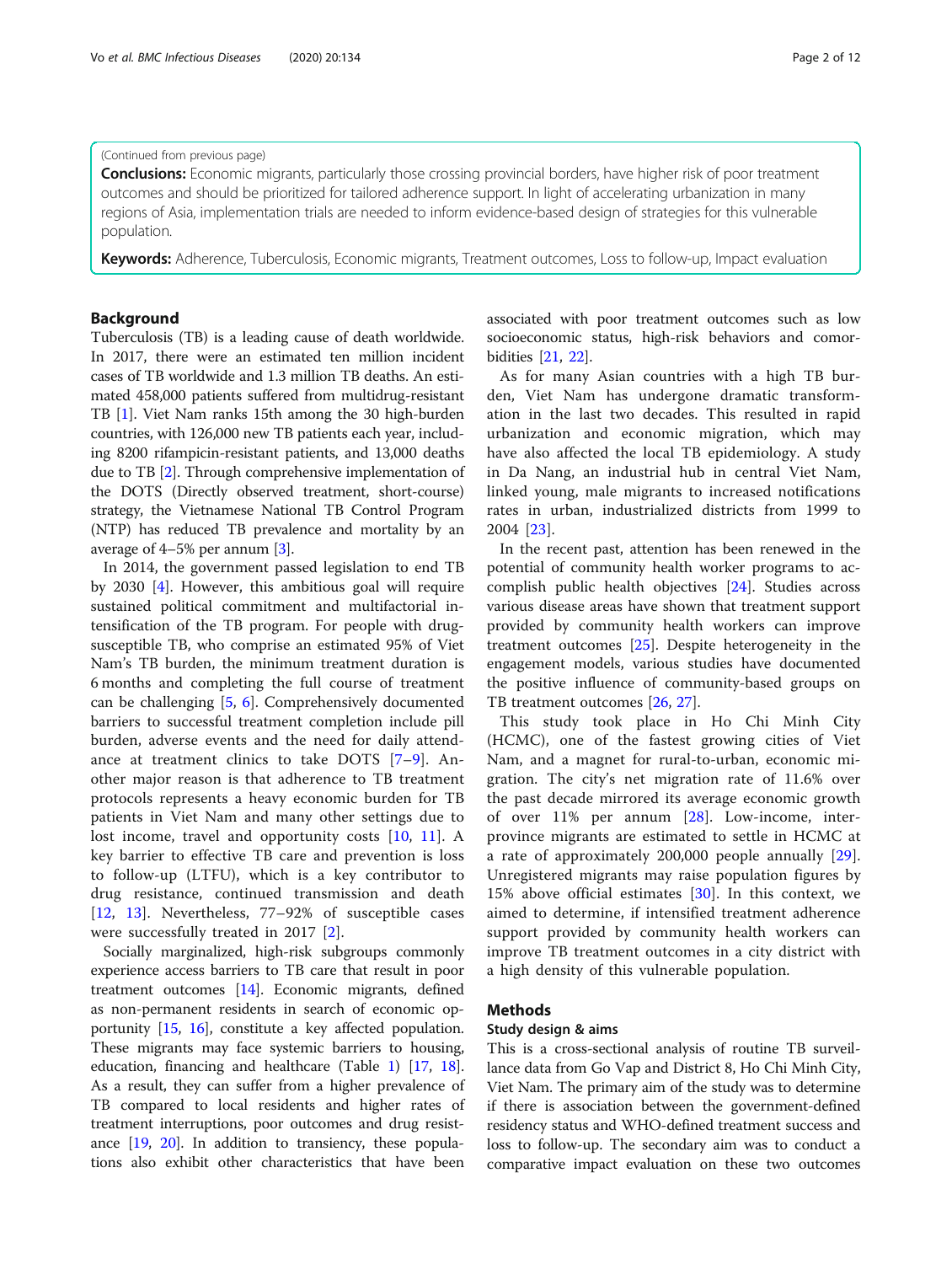(Continued from previous page)

**Conclusions:** Economic migrants, particularly those crossing provincial borders, have higher risk of poor treatment outcomes and should be prioritized for tailored adherence support. In light of accelerating urbanization in many regions of Asia, implementation trials are needed to inform evidence-based design of strategies for this vulnerable population.

**Keywords:** Adherence, Tuberculosis, Economic migrants, Treatment outcomes, Loss to follow-up, Impact evaluation

## Background

Tuberculosis (TB) is a leading cause of death worldwide. In 2017, there were an estimated ten million incident cases of TB worldwide and 1.3 million TB deaths. An estimated 458,000 patients suffered from multidrug-resistant TB [1]. Viet Nam ranks 15th among the 30 high-burden countries, with 126,000 new TB patients each year, including 8200 rifampicin-resistant patients, and 13,000 deaths due to TB [2]. Through comprehensive implementation of the DOTS (Directly observed treatment, short-course) strategy, the Vietnamese National TB Control Program (NTP) has reduced TB prevalence and mortality by an average of 4–5% per annum [3].

In 2014, the government passed legislation to end TB by 2030 [4]. However, this ambitious goal will require sustained political commitment and multifactorial intensification of the TB program. For people with drug-susceptible TB, who comprise an estimated 95% of Viet Nam's TB burden, the minimum treatment duration is 6 months and completing the full course of treatment can be challenging [5, 6]. Comprehensively documented barriers to successful treatment completion include pill burden, adverse events and the need for daily attendance at treatment clinics to take DOTS [7–9]. Another major reason is that adherence to TB treatment protocols represents a heavy economic burden for TB patients in Viet Nam and many other settings due to lost income, travel and opportunity costs [10, 11]. A key barrier to effective TB care and prevention is loss to follow-up (LTFU), which is a key contributor to drug resistance, continued transmission and death [12, 13]. Nevertheless, 77–92% of susceptible cases were successfully treated in 2017 [2].

Socially marginalized, high-risk subgroups commonly experience access barriers to TB care that result in poor treatment outcomes [14]. Economic migrants, defined as non-permanent residents in search of economic opportunity [15, 16], constitute a key affected population. These migrants may face systemic barriers to housing, education, financing and healthcare (Table 1) [17, 18]. As a result, they can suffer from a higher prevalence of TB compared to local residents and higher rates of treatment interruptions, poor outcomes and drug resistance [19, 20]. In addition to transiency, these populations also exhibit other characteristics that have been associated with poor treatment outcomes such as low socioeconomic status, high-risk behaviors and comorbidities [21, 22].

As for many Asian countries with a high TB burden, Viet Nam has undergone dramatic transformation in the last two decades. This resulted in rapid urbanization and economic migration, which may have also affected the local TB epidemiology. A study in Da Nang, an industrial hub in central Viet Nam, linked young, male migrants to increased notifications rates in urban, industrialized districts from 1999 to 2004 [23].

In the recent past, attention has been renewed in the potential of community health worker programs to accomplish public health objectives [24]. Studies across various disease areas have shown that treatment support provided by community health workers can improve treatment outcomes [25]. Despite heterogeneity in the engagement models, various studies have documented the positive influence of community-based groups on TB treatment outcomes [26, 27].

This study took place in Ho Chi Minh City (HCMC), one of the fastest growing cities of Viet Nam, and a magnet for rural-to-urban, economic migration. The city's net migration rate of 11.6% over the past decade mirrored its average economic growth of over 11% per annum [28]. Low-income, inter-province migrants are estimated to settle in HCMC at a rate of approximately 200,000 people annually [29]. Unregistered migrants may raise population figures by 15% above official estimates [30]. In this context, we aimed to determine, if intensified treatment adherence support provided by community health workers can improve TB treatment outcomes in a city district with a high density of this vulnerable population.

## Methods

### Study design & aims

This is a cross-sectional analysis of routine TB surveillance data from Go Vap and District 8, Ho Chi Minh City, Viet Nam. The primary aim of the study was to determine if there is association between the government-defined residency status and WHO-defined treatment success and loss to follow-up. The secondary aim was to conduct a comparative impact evaluation on these two outcomes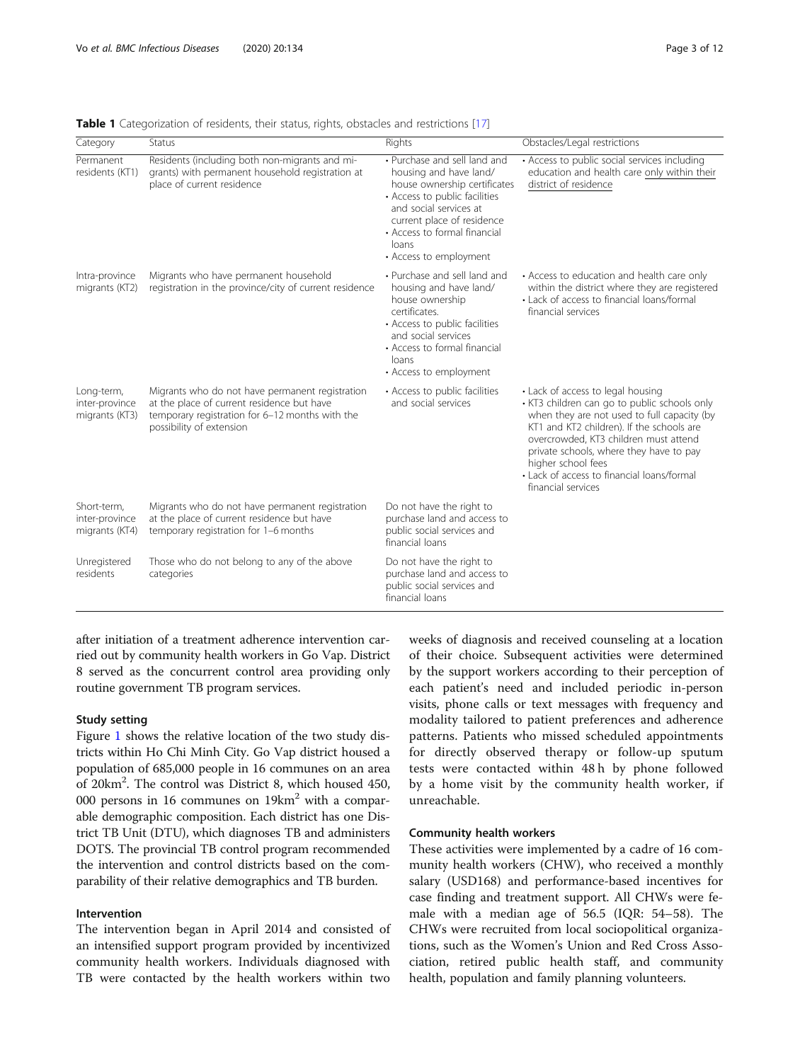**Table 1** Categorization of residents, their status, rights, obstacles and restrictions [17]

| Category | Status | Rights | Obstacles/Legal restrictions |
| --- | --- | --- | --- |
| Permanent residents (KT1) | Residents (including both non-migrants and migrants) with permanent household registration at place of current residence | • Purchase and sell land and housing and have land/ house ownership certificates<br>• Access to public facilities and social services at current place of residence<br>• Access to formal financial loans<br>• Access to employment | • Access to public social services including education and health care only within their district of residence |
| Intra-province migrants (KT2) | Migrants who have permanent household registration in the province/city of current residence | • Purchase and sell land and housing and have land/ house ownership certificates.<br>• Access to public facilities and social services<br>• Access to formal financial loans<br>• Access to employment | • Access to education and health care only within the district where they are registered<br>• Lack of access to financial loans/formal financial services |
| Long-term, inter-province migrants (KT3) | Migrants who do not have permanent registration at the place of current residence but have temporary registration for 6–12 months with the possibility of extension | • Access to public facilities and social services | • Lack of access to legal housing<br>• KT3 children can go to public schools only when they are not used to full capacity (by KT1 and KT2 children). If the schools are overcrowded, KT3 children must attend private schools, where they have to pay higher school fees<br>• Lack of access to financial loans/formal financial services |
| Short-term, inter-province migrants (KT4) | Migrants who do not have permanent registration at the place of current residence but have temporary registration for 1–6 months | Do not have the right to purchase land and access to public social services and financial loans | |
| Unregistered residents | Those who do not belong to any of the above categories | Do not have the right to purchase land and access to public social services and financial loans | |

after initiation of a treatment adherence intervention carried out by community health workers in Go Vap. District 8 served as the concurrent control area providing only routine government TB program services.

### Study setting

Figure 1 shows the relative location of the two study districts within Ho Chi Minh City. Go Vap district housed a population of 685,000 people in 16 communes on an area of 20km$^2$. The control was District 8, which housed 450, 000 persons in 16 communes on 19km$^2$ with a comparable demographic composition. Each district has one District TB Unit (DTU), which diagnoses TB and administers DOTS. The provincial TB control program recommended the intervention and control districts based on the comparability of their relative demographics and TB burden.

### Intervention

The intervention began in April 2014 and consisted of an intensified support program provided by incentivized community health workers. Individuals diagnosed with TB were contacted by the health workers within two weeks of diagnosis and received counseling at a location of their choice. Subsequent activities were determined by the support workers according to their perception of each patient's need and included periodic in-person visits, phone calls or text messages with frequency and modality tailored to patient preferences and adherence patterns. Patients who missed scheduled appointments for directly observed therapy or follow-up sputum tests were contacted within 48 h by phone followed by a home visit by the community health worker, if unreachable.

### Community health workers

These activities were implemented by a cadre of 16 community health workers (CHW), who received a monthly salary (USD168) and performance-based incentives for case finding and treatment support. All CHWs were female with a median age of 56.5 (IQR: 54–58). The CHWs were recruited from local sociopolitical organizations, such as the Women's Union and Red Cross Association, retired public health staff, and community health, population and family planning volunteers.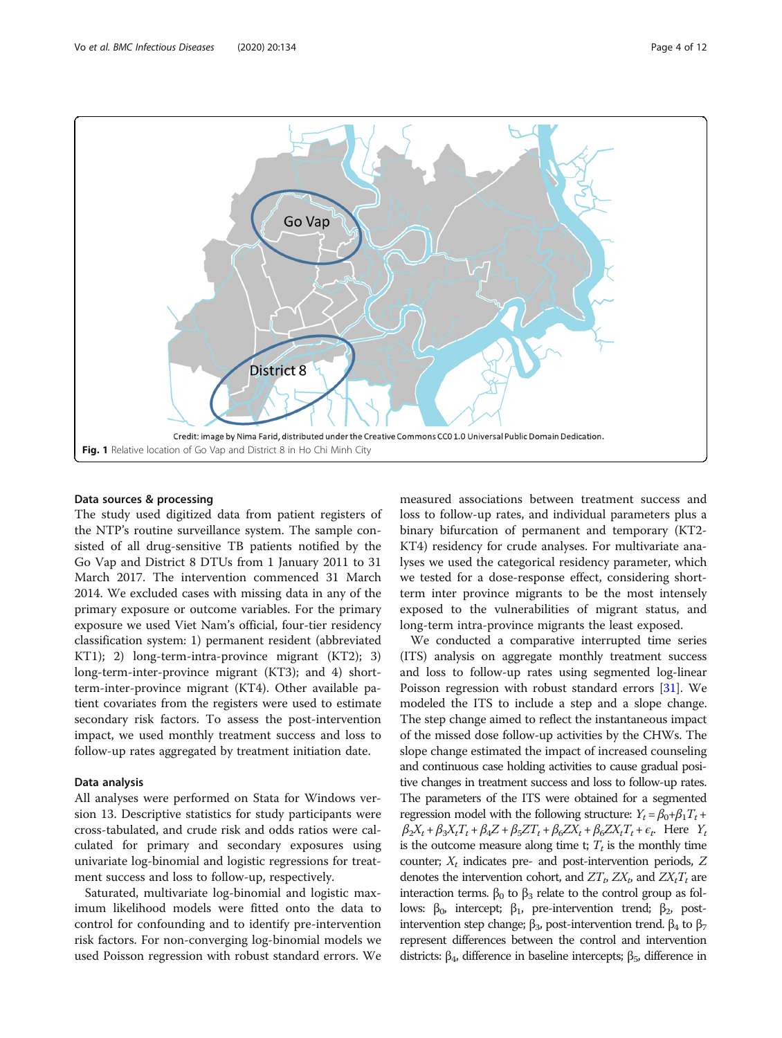Credit: image by Nima Farid, distributed under the Creative Commons CC0 1.0 Universal Public Domain Dedication.

**Fig. 1** Relative location of Go Vap and District 8 in Ho Chi Minh City

### Data sources & processing

The study used digitized data from patient registers of the NTP's routine surveillance system. The sample consisted of all drug-sensitive TB patients notified by the Go Vap and District 8 DTUs from 1 January 2011 to 31 March 2017. The intervention commenced 31 March 2014. We excluded cases with missing data in any of the primary exposure or outcome variables. For the primary exposure we used Viet Nam's official, four-tier residency classification system: 1) permanent resident (abbreviated KT1); 2) long-term-intra-province migrant (KT2); 3) long-term-inter-province migrant (KT3); and 4) short-term-inter-province migrant (KT4). Other available patient covariates from the registers were used to estimate secondary risk factors. To assess the post-intervention impact, we used monthly treatment success and loss to follow-up rates aggregated by treatment initiation date.

### Data analysis

All analyses were performed on Stata for Windows version 13. Descriptive statistics for study participants were cross-tabulated, and crude risk and odds ratios were calculated for primary and secondary exposures using univariate log-binomial and logistic regressions for treatment success and loss to follow-up.

Saturated, multivariate log-binomial and logistic maximum likelihood models were fitted onto the data to control for confounding and to identify pre-intervention risk factors. For non-converging log-binomial models we used Poisson regression with robust standard errors. We measured associations between treatment success and loss to follow-up rates, and individual parameters plus a binary bifurcation of permanent and temporary (KT2-KT4) residency for crude analyses. For multivariate analyses we used the categorical residency parameter, which we tested for a dose-response effect, considering short-term inter province migrants to be the most intensely exposed to the vulnerabilities of migrant status, and long-term intra-province migrants the least exposed.

We conducted a comparative interrupted time series (ITS) analysis on aggregate monthly treatment success and loss to follow-up rates using segmented log-linear Poisson regression with robust standard errors [31]. We modeled the ITS to include a step and a slope change. The step change aimed to reflect the instantaneous impact of the missed dose follow-up activities by the CHWs. The slope change estimated the impact of increased counseling and continuous case holding activities to cause gradual positive changes in treatment success and loss to follow-up rates. The parameters of the ITS were obtained for a segmented regression model with the following structure: $Y_t = \beta_0 + \beta_1 T_t + \beta_2 X_t + \beta_3 X_t T_t + \beta_4 Z + \beta_5 Z T_t + \beta_6 Z X_t + \beta_6 Z X_t T_t + \epsilon_t$. Here $Y_t$ is the outcome measure along time t; $T_t$ is the monthly time counter; $X_t$ indicates pre- and post-intervention periods, $Z$ denotes the intervention cohort, and $ZT_t$, $ZX_t$, and $ZX_tT_t$ are interaction terms. $\beta_0$ to $\beta_3$ relate to the control group as follows: $\beta_0$, intercept; $\beta_1$, pre-intervention trend; $\beta_2$, post-intervention step change; $\beta_3$, post-intervention trend. $\beta_4$ to $\beta_7$ represent differences between the control and intervention districts: $\beta_4$, difference in baseline intercepts; $\beta_5$, difference in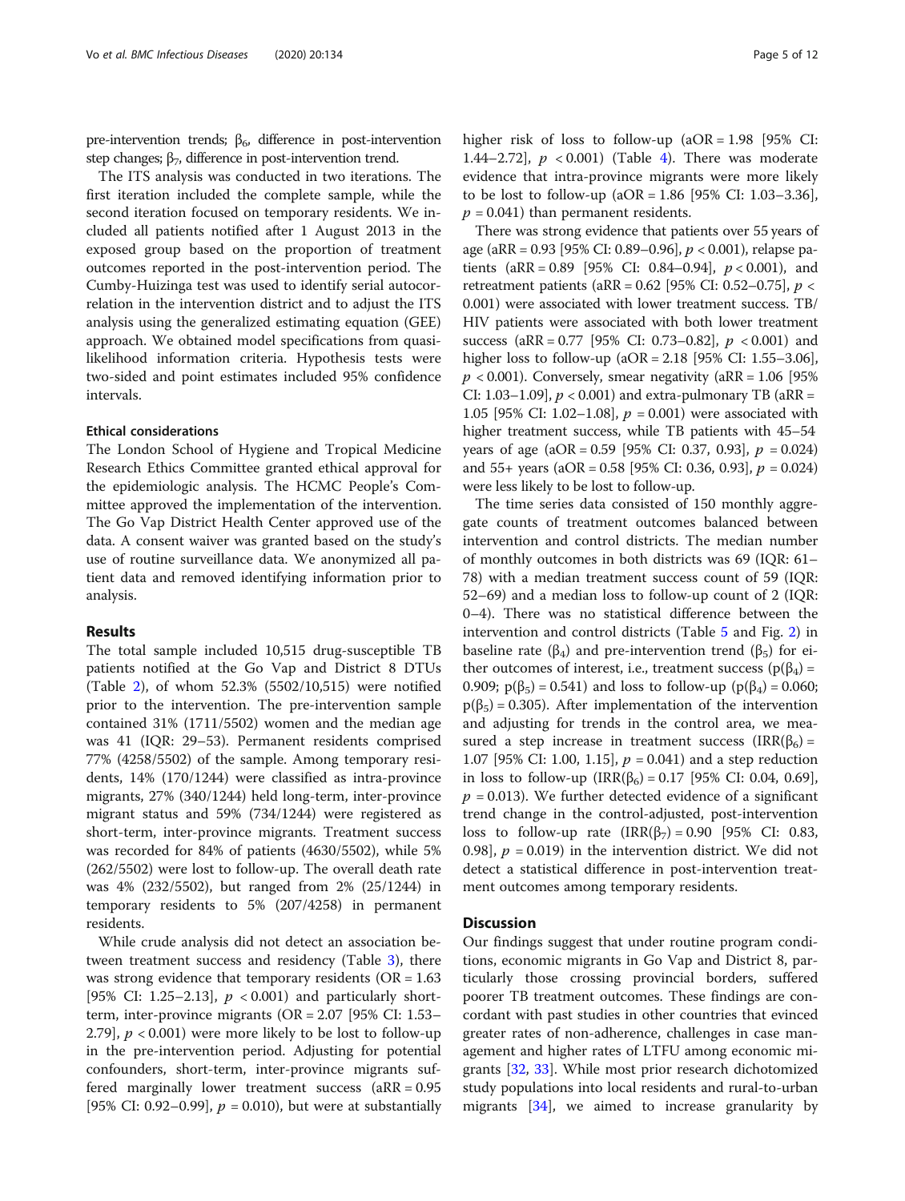pre-intervention trends; $\beta_6$, difference in post-intervention step changes; $\beta_7$, difference in post-intervention trend.

The ITS analysis was conducted in two iterations. The first iteration included the complete sample, while the second iteration focused on temporary residents. We included all patients notified after 1 August 2013 in the exposed group based on the proportion of treatment outcomes reported in the post-intervention period. The Cumby-Huizinga test was used to identify serial autocorrelation in the intervention district and to adjust the ITS analysis using the generalized estimating equation (GEE) approach. We obtained model specifications from quasi-likelihood information criteria. Hypothesis tests were two-sided and point estimates included 95% confidence intervals.

### Ethical considerations

The London School of Hygiene and Tropical Medicine Research Ethics Committee granted ethical approval for the epidemiologic analysis. The HCMC People's Committee approved the implementation of the intervention. The Go Vap District Health Center approved use of the data. A consent waiver was granted based on the study's use of routine surveillance data. We anonymized all patient data and removed identifying information prior to analysis.

## Results

The total sample included 10,515 drug-susceptible TB patients notified at the Go Vap and District 8 DTUs (Table 2), of whom 52.3% (5502/10,515) were notified prior to the intervention. The pre-intervention sample contained 31% (1711/5502) women and the median age was 41 (IQR: 29–53). Permanent residents comprised 77% (4258/5502) of the sample. Among temporary residents, 14% (170/1244) were classified as intra-province migrants, 27% (340/1244) held long-term, inter-province migrant status and 59% (734/1244) were registered as short-term, inter-province migrants. Treatment success was recorded for 84% of patients (4630/5502), while 5% (262/5502) were lost to follow-up. The overall death rate was 4% (232/5502), but ranged from 2% (25/1244) in temporary residents to 5% (207/4258) in permanent residents.

While crude analysis did not detect an association between treatment success and residency (Table 3), there was strong evidence that temporary residents (OR = 1.63 [95% CI: 1.25–2.13], $p < 0.001$) and particularly short-term, inter-province migrants (OR = 2.07 [95% CI: 1.53–2.79], $p < 0.001$) were more likely to be lost to follow-up in the pre-intervention period. Adjusting for potential confounders, short-term, inter-province migrants suffered marginally lower treatment success (aRR = 0.95 [95% CI: 0.92–0.99], $p = 0.010$), but were at substantially higher risk of loss to follow-up (aOR = 1.98 [95% CI: 1.44–2.72], $p < 0.001$) (Table 4). There was moderate evidence that intra-province migrants were more likely to be lost to follow-up (aOR = 1.86 [95% CI: 1.03–3.36], $p = 0.041$) than permanent residents.

There was strong evidence that patients over 55 years of age (aRR = 0.93 [95% CI: 0.89–0.96], $p < 0.001$), relapse patients (aRR = 0.89 [95% CI: 0.84–0.94], $p < 0.001$), and retreatment patients (aRR = 0.62 [95% CI: 0.52–0.75], $p < 0.001$) were associated with lower treatment success. TB/HIV patients were associated with both lower treatment success (aRR = 0.77 [95% CI: 0.73–0.82], $p < 0.001$) and higher loss to follow-up (aOR = 2.18 [95% CI: 1.55–3.06], $p < 0.001$). Conversely, smear negativity (aRR = 1.06 [95% CI: 1.03–1.09], $p < 0.001$) and extra-pulmonary TB (aRR = 1.05 [95% CI: 1.02–1.08], $p = 0.001$) were associated with higher treatment success, while TB patients with 45–54 years of age (aOR = 0.59 [95% CI: 0.37, 0.93], $p = 0.024$) and 55+ years (aOR = 0.58 [95% CI: 0.36, 0.93], $p = 0.024$) were less likely to be lost to follow-up.

The time series data consisted of 150 monthly aggregate counts of treatment outcomes balanced between intervention and control districts. The median number of monthly outcomes in both districts was 69 (IQR: 61–78) with a median treatment success count of 59 (IQR: 52–69) and a median loss to follow-up count of 2 (IQR: 0–4). There was no statistical difference between the intervention and control districts (Table 5 and Fig. 2) in baseline rate ($\beta_4$) and pre-intervention trend ($\beta_5$) for either outcomes of interest, i.e., treatment success ($p(\beta_4) = 0.909$; $p(\beta_5) = 0.541$) and loss to follow-up ($p(\beta_4) = 0.060$; $p(\beta_5) = 0.305$). After implementation of the intervention and adjusting for trends in the control area, we measured a step increase in treatment success ($IRR(\beta_6) = 1.07$ [95% CI: 1.00, 1.15], $p = 0.041$) and a step reduction in loss to follow-up ($IRR(\beta_6) = 0.17$ [95% CI: 0.04, 0.69], $p = 0.013$). We further detected evidence of a significant trend change in the control-adjusted, post-intervention loss to follow-up rate ($IRR(\beta_7) = 0.90$ [95% CI: 0.83, 0.98], $p = 0.019$) in the intervention district. We did not detect a statistical difference in post-intervention treatment outcomes among temporary residents.

## Discussion

Our findings suggest that under routine program conditions, economic migrants in Go Vap and District 8, particularly those crossing provincial borders, suffered poorer TB treatment outcomes. These findings are concordant with past studies in other countries that evinced greater rates of non-adherence, challenges in case management and higher rates of LTFU among economic migrants [32, 33]. While most prior research dichotomized study populations into local residents and rural-to-urban migrants [34], we aimed to increase granularity by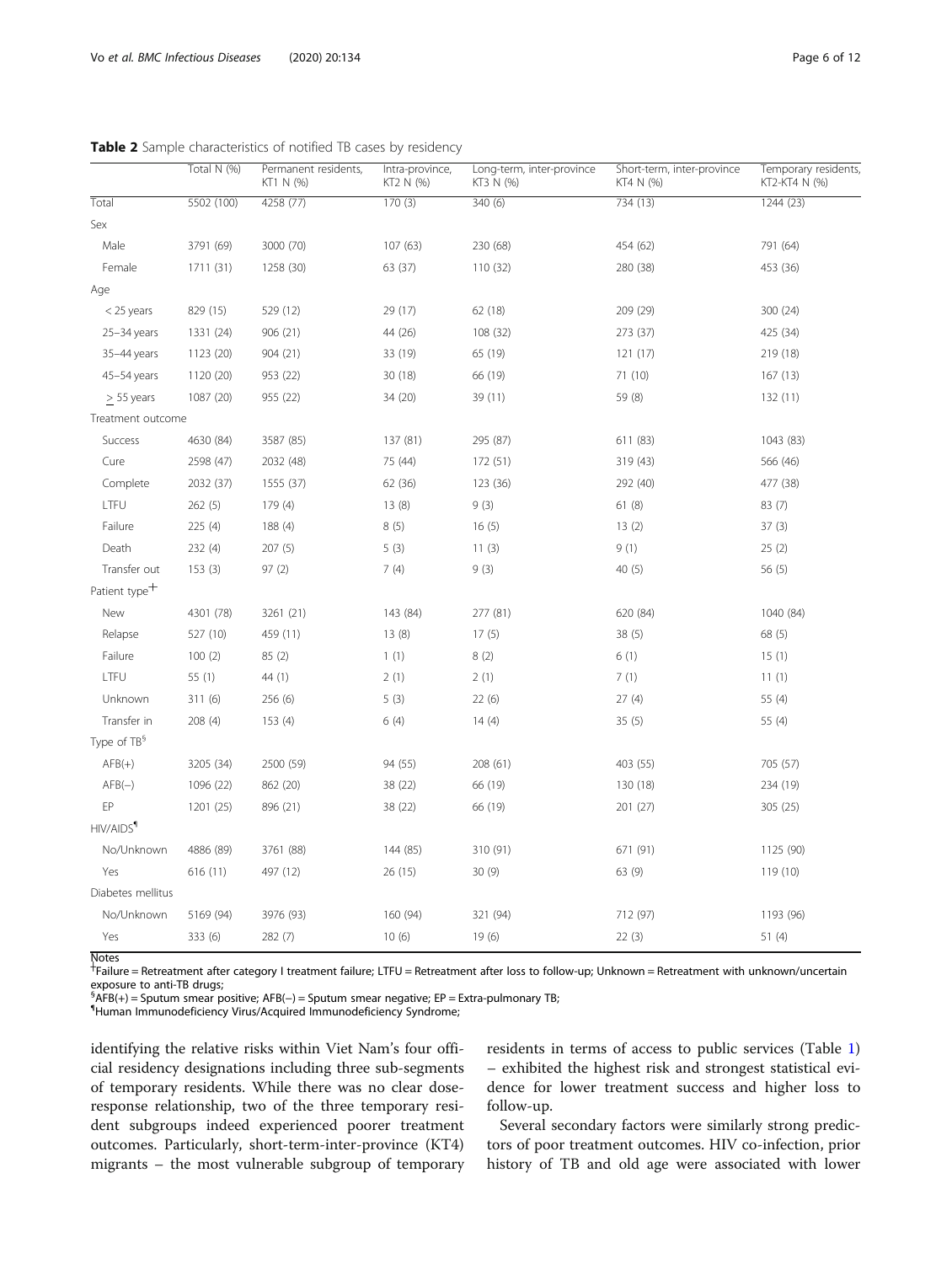**Table 2** Sample characteristics of notified TB cases by residency

| | Total N (%) | Permanent residents, KT1 N (%) | Intra-province, KT2 N (%) | Long-term, inter-province KT3 N (%) | Short-term, inter-province KT4 N (%) | Temporary residents, KT2-KT4 N (%) |
|---|---|---|---|---|---|---|
| Total | 5502 (100) | 4258 (77) | 170 (3) | 340 (6) | 734 (13) | 1244 (23) |
| Sex | | | | | | |
| Male | 3791 (69) | 3000 (70) | 107 (63) | 230 (68) | 454 (62) | 791 (64) |
| Female | 1711 (31) | 1258 (30) | 63 (37) | 110 (32) | 280 (38) | 453 (36) |
| Age | | | | | | |
| < 25 years | 829 (15) | 529 (12) | 29 (17) | 62 (18) | 209 (29) | 300 (24) |
| 25–34 years | 1331 (24) | 906 (21) | 44 (26) | 108 (32) | 273 (37) | 425 (34) |
| 35–44 years | 1123 (20) | 904 (21) | 33 (19) | 65 (19) | 121 (17) | 219 (18) |
| 45–54 years | 1120 (20) | 953 (22) | 30 (18) | 66 (19) | 71 (10) | 167 (13) |
| > 55 years | 1087 (20) | 955 (22) | 34 (20) | 39 (11) | 59 (8) | 132 (11) |
| Treatment outcome | | | | | | |
| Success | 4630 (84) | 3587 (85) | 137 (81) | 295 (87) | 611 (83) | 1043 (83) |
| Cure | 2598 (47) | 2032 (48) | 75 (44) | 172 (51) | 319 (43) | 566 (46) |
| Complete | 2032 (37) | 1555 (37) | 62 (36) | 123 (36) | 292 (40) | 477 (38) |
| LTFU | 262 (5) | 179 (4) | 13 (8) | 9 (3) | 61 (8) | 83 (7) |
| Failure | 225 (4) | 188 (4) | 8 (5) | 16 (5) | 13 (2) | 37 (3) |
| Death | 232 (4) | 207 (5) | 5 (3) | 11 (3) | 9 (1) | 25 (2) |
| Transfer out | 153 (3) | 97 (2) | 7 (4) | 9 (3) | 40 (5) | 56 (5) |
| Patient type[†] | | | | | | |
| New | 4301 (78) | 3261 (21) | 143 (84) | 277 (81) | 620 (84) | 1040 (84) |
| Relapse | 527 (10) | 459 (11) | 13 (8) | 17 (5) | 38 (5) | 68 (5) |
| Failure | 100 (2) | 85 (2) | 1 (1) | 8 (2) | 6 (1) | 15 (1) |
| LTFU | 55 (1) | 44 (1) | 2 (1) | 2 (1) | 7 (1) | 11 (1) |
| Unknown | 311 (6) | 256 (6) | 5 (3) | 22 (6) | 27 (4) | 55 (4) |
| Transfer in | 208 (4) | 153 (4) | 6 (4) | 14 (4) | 35 (5) | 55 (4) |
| Type of TB[§] | | | | | | |
| AFB(+) | 3205 (34) | 2500 (59) | 94 (55) | 208 (61) | 403 (55) | 705 (57) |
| AFB(–) | 1096 (22) | 862 (20) | 38 (22) | 66 (19) | 130 (18) | 234 (19) |
| EP | 1201 (25) | 896 (21) | 38 (22) | 66 (19) | 201 (27) | 305 (25) |
| HIV/AIDS[¶] | | | | | | |
| No/Unknown | 4886 (89) | 3761 (88) | 144 (85) | 310 (91) | 671 (91) | 1125 (90) |
| Yes | 616 (11) | 497 (12) | 26 (15) | 30 (9) | 63 (9) | 119 (10) |
| Diabetes mellitus | | | | | | |
| No/Unknown | 5169 (94) | 3976 (93) | 160 (94) | 321 (94) | 712 (97) | 1193 (96) |
| Yes | 333 (6) | 282 (7) | 10 (6) | 19 (6) | 22 (3) | 51 (4) |

Notes
[†]Failure = Retreatment after category I treatment failure; LTFU = Retreatment after loss to follow-up; Unknown = Retreatment with unknown/uncertain exposure to anti-TB drugs;
[§]AFB(+) = Sputum smear positive; AFB(–) = Sputum smear negative; EP = Extra-pulmonary TB;
[¶]Human Immunodeficiency Virus/Acquired Immunodeficiency Syndrome;

identifying the relative risks within Viet Nam's four official residency designations including three sub-segments of temporary residents. While there was no clear dose-response relationship, two of the three temporary resident subgroups indeed experienced poorer treatment outcomes. Particularly, short-term-inter-province (KT4) migrants – the most vulnerable subgroup of temporary residents in terms of access to public services (Table 1) – exhibited the highest risk and strongest statistical evidence for lower treatment success and higher loss to follow-up.

Several secondary factors were similarly strong predictors of poor treatment outcomes. HIV co-infection, prior history of TB and old age were associated with lower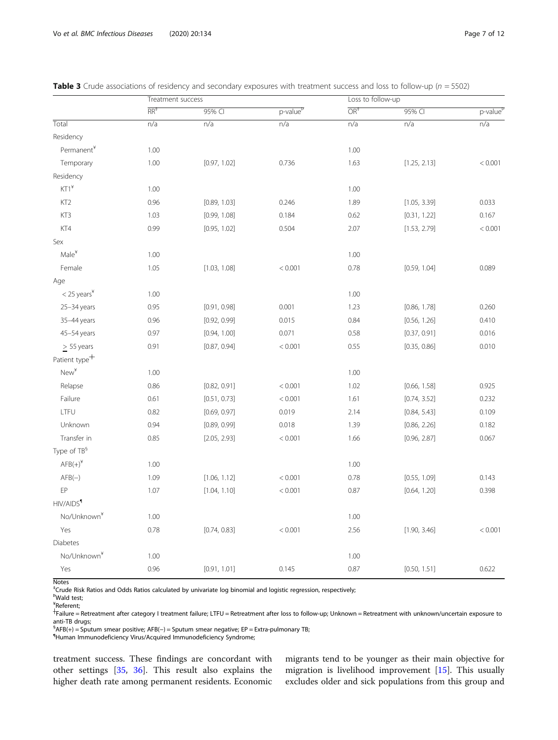**Table 3** Crude associations of residency and secondary exposures with treatment success and loss to follow-up (*n* = 5502)

| | Treatment success | | | Loss to follow-up | | |
|---|---|---|---|---|---|---|
| | RR[‡] | 95% CI | p-value[Þ] | OR[‡] | 95% CI | p-value[Þ] |
| Total | n/a | n/a | n/a | n/a | n/a | n/a |
| Residency | | | | | | |
| Permanent[¥] | 1.00 | | | 1.00 | | |
| Temporary | 1.00 | [0.97, 1.02] | 0.736 | 1.63 | [1.25, 2.13] | < 0.001 |
| Residency | | | | | | |
| KT1[¥] | 1.00 | | | 1.00 | | |
| KT2 | 0.96 | [0.89, 1.03] | 0.246 | 1.89 | [1.05, 3.39] | 0.033 |
| KT3 | 1.03 | [0.99, 1.08] | 0.184 | 0.62 | [0.31, 1.22] | 0.167 |
| KT4 | 0.99 | [0.95, 1.02] | 0.504 | 2.07 | [1.53, 2.79] | < 0.001 |
| Sex | | | | | | |
| Male[¥] | 1.00 | | | 1.00 | | |
| Female | 1.05 | [1.03, 1.08] | < 0.001 | 0.78 | [0.59, 1.04] | 0.089 |
| Age | | | | | | |
| < 25 years[¥] | 1.00 | | | 1.00 | | |
| 25–34 years | 0.95 | [0.91, 0.98] | 0.001 | 1.23 | [0.86, 1.78] | 0.260 |
| 35–44 years | 0.96 | [0.92, 0.99] | 0.015 | 0.84 | [0.56, 1.26] | 0.410 |
| 45–54 years | 0.97 | [0.94, 1.00] | 0.071 | 0.58 | [0.37, 0.91] | 0.016 |
| ≥ 55 years | 0.91 | [0.87, 0.94] | < 0.001 | 0.55 | [0.35, 0.86] | 0.010 |
| Patient type[†] | | | | | | |
| New[¥] | 1.00 | | | 1.00 | | |
| Relapse | 0.86 | [0.82, 0.91] | < 0.001 | 1.02 | [0.66, 1.58] | 0.925 |
| Failure | 0.61 | [0.51, 0.73] | < 0.001 | 1.61 | [0.74, 3.52] | 0.232 |
| LTFU | 0.82 | [0.69, 0.97] | 0.019 | 2.14 | [0.84, 5.43] | 0.109 |
| Unknown | 0.94 | [0.89, 0.99] | 0.018 | 1.39 | [0.86, 2.26] | 0.182 |
| Transfer in | 0.85 | [2.05, 2.93] | < 0.001 | 1.66 | [0.96, 2.87] | 0.067 |
| Type of TB[§] | | | | | | |
| AFB(+)[¥] | 1.00 | | | 1.00 | | |
| AFB(−) | 1.09 | [1.06, 1.12] | < 0.001 | 0.78 | [0.55, 1.09] | 0.143 |
| EP | 1.07 | [1.04, 1.10] | < 0.001 | 0.87 | [0.64, 1.20] | 0.398 |
| HIV/AIDS[¶] | | | | | | |
| No/Unknown[¥] | 1.00 | | | 1.00 | | |
| Yes | 0.78 | [0.74, 0.83] | < 0.001 | 2.56 | [1.90, 3.46] | < 0.001 |
| Diabetes | | | | | | |
| No/Unknown[¥] | 1.00 | | | 1.00 | | |
| Yes | 0.96 | [0.91, 1.01] | 0.145 | 0.87 | [0.50, 1.51] | 0.622 |

Notes
[‡]Crude Risk Ratios and Odds Ratios calculated by univariate log binomial and logistic regression, respectively;
[Þ]Wald test;
[¥]Referent;
[†]Failure = Retreatment after category I treatment failure; LTFU = Retreatment after loss to follow-up; Unknown = Retreatment with unknown/uncertain exposure to anti-TB drugs;
[§]AFB(+) = Sputum smear positive; AFB(−) = Sputum smear negative; EP = Extra-pulmonary TB;
[¶]Human Immunodeficiency Virus/Acquired Immunodeficiency Syndrome;

treatment success. These findings are concordant with other settings [35, 36]. This result also explains the higher death rate among permanent residents. Economic migrants tend to be younger as their main objective for migration is livelihood improvement [15]. This usually excludes older and sick populations from this group and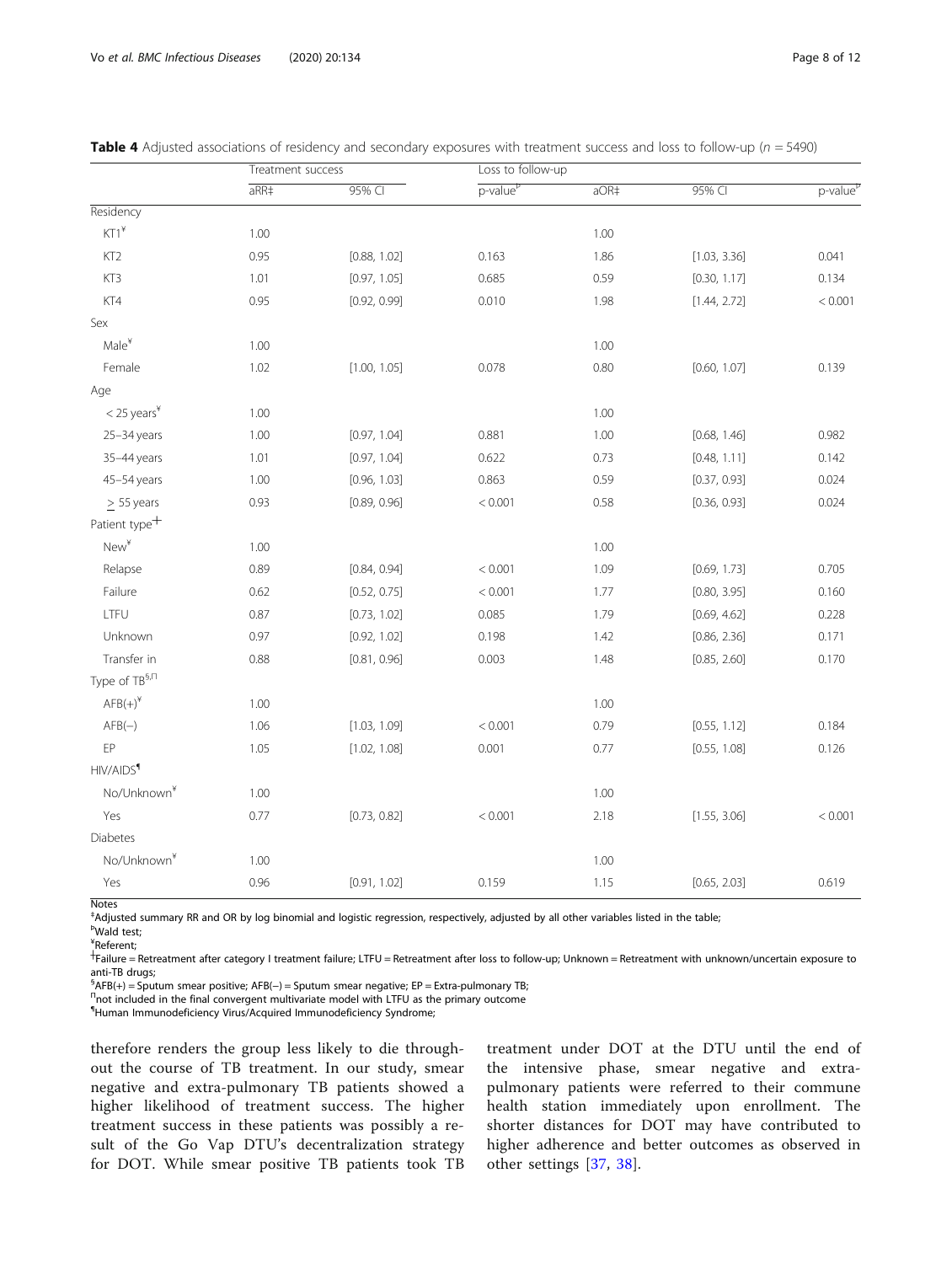**Table 4** Adjusted associations of residency and secondary exposures with treatment success and loss to follow-up ($n = 5490$)

| | Treatment success | | | Loss to follow-up | | |
|---|---|---|---|---|---|---|
| | aRR‡ | 95% CI | p-value[Þ] | aOR‡ | 95% CI | p-value[Þ] |
| Residency | | | | | | |
| KT1[¥] | 1.00 | | | 1.00 | | |
| KT2 | 0.95 | [0.88, 1.02] | 0.163 | 1.86 | [1.03, 3.36] | 0.041 |
| KT3 | 1.01 | [0.97, 1.05] | 0.685 | 0.59 | [0.30, 1.17] | 0.134 |
| KT4 | 0.95 | [0.92, 0.99] | 0.010 | 1.98 | [1.44, 2.72] | < 0.001 |
| Sex | | | | | | |
| Male[¥] | 1.00 | | | 1.00 | | |
| Female | 1.02 | [1.00, 1.05] | 0.078 | 0.80 | [0.60, 1.07] | 0.139 |
| Age | | | | | | |
| < 25 years[¥] | 1.00 | | | 1.00 | | |
| 25–34 years | 1.00 | [0.97, 1.04] | 0.881 | 1.00 | [0.68, 1.46] | 0.982 |
| 35–44 years | 1.01 | [0.97, 1.04] | 0.622 | 0.73 | [0.48, 1.11] | 0.142 |
| 45–54 years | 1.00 | [0.96, 1.03] | 0.863 | 0.59 | [0.37, 0.93] | 0.024 |
| ≥ 55 years | 0.93 | [0.89, 0.96] | < 0.001 | 0.58 | [0.36, 0.93] | 0.024 |
| Patient type[ǂ] | | | | | | |
| New[¥] | 1.00 | | | 1.00 | | |
| Relapse | 0.89 | [0.84, 0.94] | < 0.001 | 1.09 | [0.69, 1.73] | 0.705 |
| Failure | 0.62 | [0.52, 0.75] | < 0.001 | 1.77 | [0.80, 3.95] | 0.160 |
| LTFU | 0.87 | [0.73, 1.02] | 0.085 | 1.79 | [0.69, 4.62] | 0.228 |
| Unknown | 0.97 | [0.92, 1.02] | 0.198 | 1.42 | [0.86, 2.36] | 0.171 |
| Transfer in | 0.88 | [0.81, 0.96] | 0.003 | 1.48 | [0.85, 2.60] | 0.170 |
| Type of TB[§,Π] | | | | | | |
| AFB(+)[¥] | 1.00 | | | 1.00 | | |
| AFB(−) | 1.06 | [1.03, 1.09] | < 0.001 | 0.79 | [0.55, 1.12] | 0.184 |
| EP | 1.05 | [1.02, 1.08] | 0.001 | 0.77 | [0.55, 1.08] | 0.126 |
| HIV/AIDS[¶] | | | | | | |
| No/Unknown[¥] | 1.00 | | | 1.00 | | |
| Yes | 0.77 | [0.73, 0.82] | < 0.001 | 2.18 | [1.55, 3.06] | < 0.001 |
| Diabetes | | | | | | |
| No/Unknown[¥] | 1.00 | | | 1.00 | | |
| Yes | 0.96 | [0.91, 1.02] | 0.159 | 1.15 | [0.65, 2.03] | 0.619 |

Notes

‡Adjusted summary RR and OR by log binomial and logistic regression, respectively, adjusted by all other variables listed in the table;

ÞWald test;

¥Referent;

ǂFailure = Retreatment after category I treatment failure; LTFU = Retreatment after loss to follow-up; Unknown = Retreatment with unknown/uncertain exposure to anti-TB drugs;

§AFB(+) = Sputum smear positive; AFB(−) = Sputum smear negative; EP = Extra-pulmonary TB;

Πnot included in the final convergent multivariate model with LTFU as the primary outcome

¶Human Immunodeficiency Virus/Acquired Immunodeficiency Syndrome;

therefore renders the group less likely to die throughout the course of TB treatment. In our study, smear negative and extra-pulmonary TB patients showed a higher likelihood of treatment success. The higher treatment success in these patients was possibly a result of the Go Vap DTU's decentralization strategy for DOT. While smear positive TB patients took TB treatment under DOT at the DTU until the end of the intensive phase, smear negative and extra-pulmonary patients were referred to their commune health station immediately upon enrollment. The shorter distances for DOT may have contributed to higher adherence and better outcomes as observed in other settings [37, 38].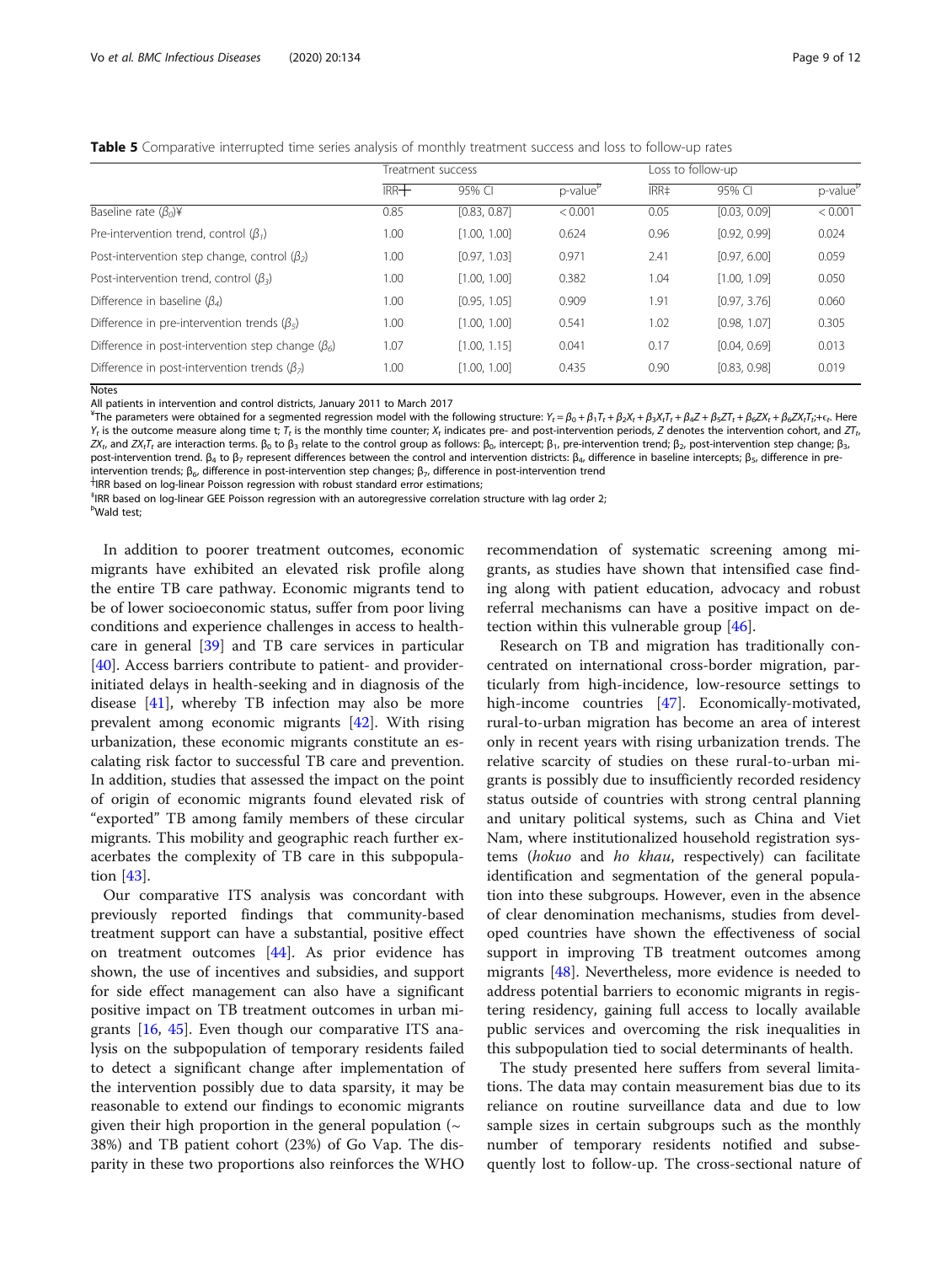**Table 5** Comparative interrupted time series analysis of monthly treatment success and loss to follow-up rates

| | Treatment success | | | Loss to follow-up | | |
|---|---|---|---|---|---|---|
| | IRR┼ | 95% CI | p-value[b] | IRR‡ | 95% CI | p-value[b] |
| Baseline rate ($\beta_0$)¥ | 0.85 | [0.83, 0.87] | < 0.001 | 0.05 | [0.03, 0.09] | < 0.001 |
| Pre-intervention trend, control ($\beta_1$) | 1.00 | [1.00, 1.00] | 0.624 | 0.96 | [0.92, 0.99] | 0.024 |
| Post-intervention step change, control ($\beta_2$) | 1.00 | [0.97, 1.03] | 0.971 | 2.41 | [0.97, 6.00] | 0.059 |
| Post-intervention trend, control ($\beta_3$) | 1.00 | [1.00, 1.00] | 0.382 | 1.04 | [1.00, 1.09] | 0.050 |
| Difference in baseline ($\beta_4$) | 1.00 | [0.95, 1.05] | 0.909 | 1.91 | [0.97, 3.76] | 0.060 |
| Difference in pre-intervention trends ($\beta_5$) | 1.00 | [1.00, 1.00] | 0.541 | 1.02 | [0.98, 1.07] | 0.305 |
| Difference in post-intervention step change ($\beta_6$) | 1.07 | [1.00, 1.15] | 0.041 | 0.17 | [0.04, 0.69] | 0.013 |
| Difference in post-intervention trends ($\beta_7$) | 1.00 | [1.00, 1.00] | 0.435 | 0.90 | [0.83, 0.98] | 0.019 |

Notes

All patients in intervention and control districts, January 2011 to March 2017

¥The parameters were obtained for a segmented regression model with the following structure: $Y_t = \beta_0 + \beta_1 T_t + \beta_2 X_t + \beta_3 X_t T_t + \beta_4 Z + \beta_5 Z T_t + \beta_6 Z X_t + \beta_6 Z X_t T_t + \epsilon_t$. Here $Y_t$ is the outcome measure along time t; $T_t$ is the monthly time counter; $X_t$ indicates pre- and post-intervention periods, $Z$ denotes the intervention cohort, and $ZT_t$, $ZX_t$, and $ZX_tT_t$ are interaction terms. $\beta_0$ to $\beta_3$ relate to the control group as follows: $\beta_0$, intercept; $\beta_1$, pre-intervention trend; $\beta_2$, post-intervention step change; $\beta_3$, post-intervention trend. $\beta_4$ to $\beta_7$ represent differences between the control and intervention districts: $\beta_4$, difference in baseline intercepts; $\beta_5$, difference in pre-intervention trends; $\beta_6$, difference in post-intervention step changes; $\beta_7$, difference in post-intervention trend

┼IRR based on log-linear Poisson regression with robust standard error estimations;

‡IRR based on log-linear GEE Poisson regression with an autoregressive correlation structure with lag order 2;

[b]Wald test;

In addition to poorer treatment outcomes, economic migrants have exhibited an elevated risk profile along the entire TB care pathway. Economic migrants tend to be of lower socioeconomic status, suffer from poor living conditions and experience challenges in access to healthcare in general [39] and TB care services in particular [40]. Access barriers contribute to patient- and provider-initiated delays in health-seeking and in diagnosis of the disease [41], whereby TB infection may also be more prevalent among economic migrants [42]. With rising urbanization, these economic migrants constitute an escalating risk factor to successful TB care and prevention. In addition, studies that assessed the impact on the point of origin of economic migrants found elevated risk of "exported" TB among family members of these circular migrants. This mobility and geographic reach further exacerbates the complexity of TB care in this subpopulation [43].

Our comparative ITS analysis was concordant with previously reported findings that community-based treatment support can have a substantial, positive effect on treatment outcomes [44]. As prior evidence has shown, the use of incentives and subsidies, and support for side effect management can also have a significant positive impact on TB treatment outcomes in urban migrants [16, 45]. Even though our comparative ITS analysis on the subpopulation of temporary residents failed to detect a significant change after implementation of the intervention possibly due to data sparsity, it may be reasonable to extend our findings to economic migrants given their high proportion in the general population (~ 38%) and TB patient cohort (23%) of Go Vap. The disparity in these two proportions also reinforces the WHO recommendation of systematic screening among migrants, as studies have shown that intensified case finding along with patient education, advocacy and robust referral mechanisms can have a positive impact on detection within this vulnerable group [46].

Research on TB and migration has traditionally concentrated on international cross-border migration, particularly from high-incidence, low-resource settings to high-income countries [47]. Economically-motivated, rural-to-urban migration has become an area of interest only in recent years with rising urbanization trends. The relative scarcity of studies on these rural-to-urban migrants is possibly due to insufficiently recorded residency status outside of countries with strong central planning and unitary political systems, such as China and Viet Nam, where institutionalized household registration systems (*hokuo* and *ho khau*, respectively) can facilitate identification and segmentation of the general population into these subgroups. However, even in the absence of clear denomination mechanisms, studies from developed countries have shown the effectiveness of social support in improving TB treatment outcomes among migrants [48]. Nevertheless, more evidence is needed to address potential barriers to economic migrants in registering residency, gaining full access to locally available public services and overcoming the risk inequalities in this subpopulation tied to social determinants of health.

The study presented here suffers from several limitations. The data may contain measurement bias due to its reliance on routine surveillance data and due to low sample sizes in certain subgroups such as the monthly number of temporary residents notified and subsequently lost to follow-up. The cross-sectional nature of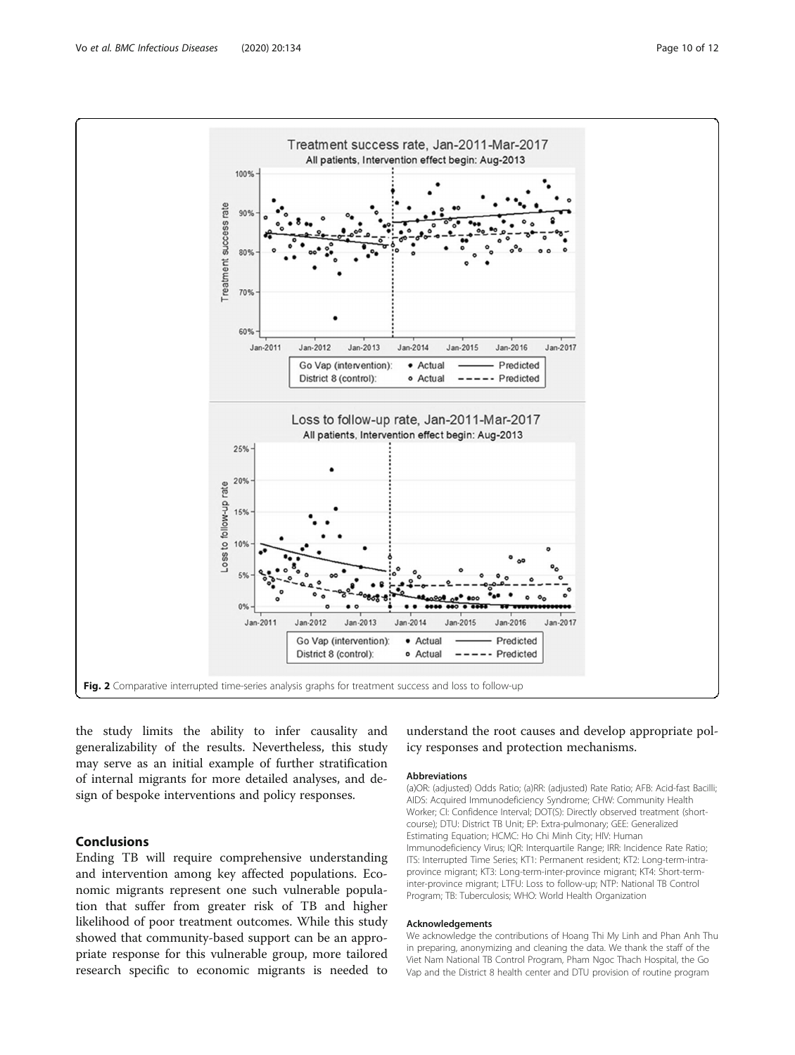Fig. 2 Comparative interrupted time-series analysis graphs for treatment success and loss to follow-up

the study limits the ability to infer causality and generalizability of the results. Nevertheless, this study may serve as an initial example of further stratification of internal migrants for more detailed analyses, and design of bespoke interventions and policy responses.

## Conclusions

Ending TB will require comprehensive understanding and intervention among key affected populations. Economic migrants represent one such vulnerable population that suffer from greater risk of TB and higher likelihood of poor treatment outcomes. While this study showed that community-based support can be an appropriate response for this vulnerable group, more tailored research specific to economic migrants is needed to understand the root causes and develop appropriate policy responses and protection mechanisms.

### Abbreviations

(a)OR: (adjusted) Odds Ratio; (a)RR: (adjusted) Rate Ratio; AFB: Acid-fast Bacilli; AIDS: Acquired Immunodeficiency Syndrome; CHW: Community Health Worker; CI: Confidence Interval; DOT(S): Directly observed treatment (short-course); DTU: District TB Unit; EP: Extra-pulmonary; GEE: Generalized Estimating Equation; HCMC: Ho Chi Minh City; HIV: Human Immunodeficiency Virus; IQR: Interquartile Range; IRR: Incidence Rate Ratio; ITS: Interrupted Time Series; KT1: Permanent resident; KT2: Long-term-intra-province migrant; KT3: Long-term-inter-province migrant; KT4: Short-term-inter-province migrant; LTFU: Loss to follow-up; NTP: National TB Control Program; TB: Tuberculosis; WHO: World Health Organization

### Acknowledgements

We acknowledge the contributions of Hoang Thi My Linh and Phan Anh Thu in preparing, anonymizing and cleaning the data. We thank the staff of the Viet Nam National TB Control Program, Pham Ngoc Thach Hospital, the Go Vap and the District 8 health center and DTU provision of routine program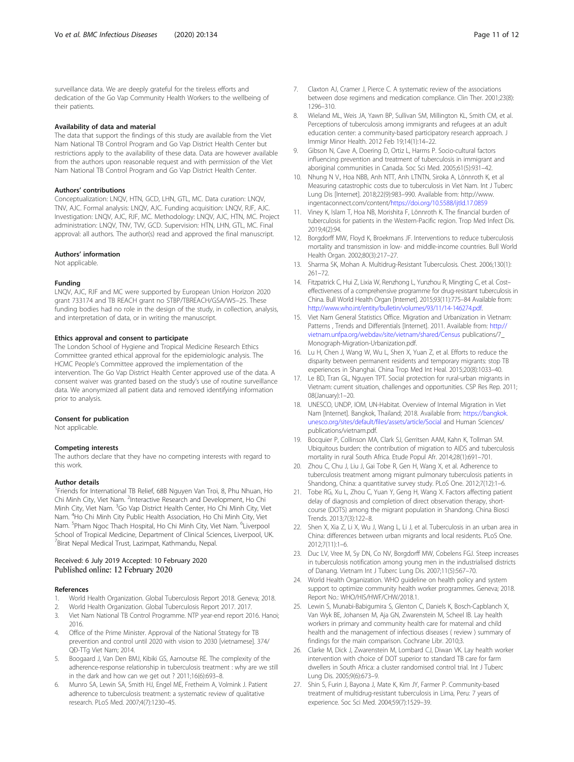surveillance data. We are deeply grateful for the tireless efforts and dedication of the Go Vap Community Health Workers to the wellbeing of their patients.

#### Availability of data and material

The data that support the findings of this study are available from the Viet Nam National TB Control Program and Go Vap District Health Center but restrictions apply to the availability of these data. Data are however available from the authors upon reasonable request and with permission of the Viet Nam National TB Control Program and Go Vap District Health Center.

#### Authors' contributions

Conceptualization: LNQV, HTN, GCD, LHN, GTL, MC. Data curation: LNQV, TNV, AJC. Formal analysis: LNQV, AJC. Funding acquisition: LNQV, RJF, AJC. Investigation: LNQV, AJC, RJF, MC. Methodology: LNQV, AJC, HTN, MC. Project administration: LNQV, TNV, TVV, GCD. Supervision: HTN, LHN, GTL, MC. Final approval: all authors. The author(s) read and approved the final manuscript.

#### Authors' information

Not applicable.

#### Funding

LNQV, AJC, RJF and MC were supported by European Union Horizon 2020 grant 733174 and TB REACH grant no STBP/TBREACH/GSA/W5–25. These funding bodies had no role in the design of the study, in collection, analysis, and interpretation of data, or in writing the manuscript.

#### Ethics approval and consent to participate

The London School of Hygiene and Tropical Medicine Research Ethics Committee granted ethical approval for the epidemiologic analysis. The HCMC People's Committee approved the implementation of the intervention. The Go Vap District Health Center approved use of the data. A consent waiver was granted based on the study's use of routine surveillance data. We anonymized all patient data and removed identifying information prior to analysis.

#### Consent for publication

Not applicable.

#### Competing interests

The authors declare that they have no competing interests with regard to this work.

#### Author details

[1]Friends for International TB Relief, 68B Nguyen Van Troi, 8, Phu Nhuan, Ho Chi Minh City, Viet Nam. [2]Interactive Research and Development, Ho Chi Minh City, Viet Nam. [3]Go Vap District Health Center, Ho Chi Minh City, Viet Nam. [4]Ho Chi Minh City Public Health Association, Ho Chi Minh City, Viet Nam. [5]Pham Ngoc Thach Hospital, Ho Chi Minh City, Viet Nam. [6]Liverpool School of Tropical Medicine, Department of Clinical Sciences, Liverpool, UK. [7]Birat Nepal Medical Trust, Lazimpat, Kathmandu, Nepal.

Received: 6 July 2019 Accepted: 10 February 2020
Published online: 12 February 2020

#### References

1. World Health Organization. Global Tuberculosis Report 2018. Geneva; 2018.
2. World Health Organization. Global Tuberculosis Report 2017. 2017.
3. Viet Nam National TB Control Programme. NTP year-end report 2016. Hanoi; 2016.
4. Office of the Prime Minister. Approval of the National Strategy for TB prevention and control until 2020 with vision to 2030 [vietnamese]. 374/ QĐ-TTg Viet Nam; 2014.
5. Boogaard J, Van Den BMJ, Kibiki GS, Aarnoutse RE. The complexity of the adherence-response relationship in tuberculosis treatment : why are we still in the dark and how can we get out ? 2011;16(6):693–8.
6. Munro SA, Lewin SA, Smith HJ, Engel ME, Fretheim A, Volmink J. Patient adherence to tuberculosis treatment: a systematic review of qualitative research. PLoS Med. 2007;4(7):1230–45.
7. Claxton AJ, Cramer J, Pierce C. A systematic review of the associations between dose regimens and medication compliance. Clin Ther. 2001;23(8): 1296–310.
8. Wieland ML, Weis JA, Yawn BP, Sullivan SM, Millington KL, Smith CM, et al. Perceptions of tuberculosis among immigrants and refugees at an adult education center: a community-based participatory research approach. J Immigr Minor Health. 2012 Feb 19;14(1):14–22.
9. Gibson N, Cave A, Doering D, Ortiz L, Harms P. Socio-cultural factors influencing prevention and treatment of tuberculosis in immigrant and aboriginal communities in Canada. Soc Sci Med. 2005;61(5):931–42.
10. Nhung N V., Hoa NBB, Anh NTT, Anh LTNTN, Siroka A, Lönnroth K, et al Measuring catastrophic costs due to tuberculosis in Viet Nam. Int J Tuberc Lung Dis [Internet]. 2018;22(9):983–990. Available from: http://www.ingentaconnect.com/content/https://doi.org/10.5588/ijtld.17.0859
11. Viney K, Islam T, Hoa NB, Morishita F, Lönnroth K. The financial burden of tuberculosis for patients in the Western-Pacific region. Trop Med Infect Dis. 2019;4(2):94.
12. Borgdorff MW, Floyd K, Broekmans JF. Interventions to reduce tuberculosis mortality and transmission in low- and middle-income countries. Bull World Health Organ. 2002;80(3):217–27.
13. Sharma SK, Mohan A. Multidrug-Resistant Tuberculosis. Chest. 2006;130(1): 261–72.
14. Fitzpatrick C, Hui Z, Lixia W, Renzhong L, Yunzhou R, Mingting C, et al. Cost–effectiveness of a comprehensive programme for drug-resistant tuberculosis in China. Bull World Health Organ [Internet]. 2015;93(11):775–84 Available from: http://www.who.int/entity/bulletin/volumes/93/11/14-146274.pdf.
15. Viet Nam General Statistics Office. Migration and Urbanization in Vietnam: Patterns , Trends and Differentials [Internet]. 2011. Available from: http://vietnam.unfpa.org/webdav/site/vietnam/shared/Census publications/7_Monograph-Migration-Urbanization.pdf.
16. Lu H, Chen J, Wang W, Wu L, Shen X, Yuan Z, et al. Efforts to reduce the disparity between permanent residents and temporary migrants: stop TB experiences in Shanghai. China Trop Med Int Heal. 2015;20(8):1033–40.
17. Le BD, Tran GL, Nguyen TPT. Social protection for rural-urban migrants in Vietnam: current situation, challenges and opportunities. CSP Res Rep. 2011; 08(January):1–20.
18. UNESCO, UNDP, IOM, UN-Habitat. Overview of Internal Migration in Viet Nam [Internet]. Bangkok, Thailand; 2018. Available from: https://bangkok.unesco.org/sites/default/files/assets/article/Social and Human Sciences/publications/vietnam.pdf.
19. Bocquier P, Collinson MA, Clark SJ, Gerritsen AAM, Kahn K, Tollman SM. Ubiquitous burden: the contribution of migration to AIDS and tuberculosis mortality in rural South Africa. Etude Popul Afr. 2014;28(1):691–701.
20. Zhou C, Chu J, Liu J, Gai Tobe R, Gen H, Wang X, et al. Adherence to tuberculosis treatment among migrant pulmonary tuberculosis patients in Shandong, China: a quantitative survey study. PLoS One. 2012;7(12):1–6.
21. Tobe RG, Xu L, Zhou C, Yuan Y, Geng H, Wang X. Factors affecting patient delay of diagnosis and completion of direct observation therapy, short-course (DOTS) among the migrant population in Shandong. China Biosci Trends. 2013;7(3):122–8.
22. Shen X, Xia Z, Li X, Wu J, Wang L, Li J, et al. Tuberculosis in an urban area in China: differences between urban migrants and local residents. PLoS One. 2012;7(11):1–6.
23. Duc LV, Vree M, Sy DN, Co NV, Borgdorff MW, Cobelens FGJ. Steep increases in tuberculosis notification among young men in the industrialised districts of Danang. Vietnam Int J Tuberc Lung Dis. 2007;11(5):567–70.
24. World Health Organization. WHO guideline on health policy and system support to optimize community health worker programmes. Geneva; 2018. Report No.: WHO/HIS/HWF/CHW/2018.1.
25. Lewin S, Munabi-Babigumira S, Glenton C, Daniels K, Bosch-Capblanch X, Van Wyk BE, Johansen M, Aja GN, Zwarenstein M, Scheel IB. Lay health workers in primary and community health care for maternal and child health and the management of infectious diseases ( review ) summary of findings for the main comparison. Cochrane Libr. 2010;3.
26. Clarke M, Dick J, Zwarenstein M, Lombard CJ, Diwan VK. Lay health worker intervention with choice of DOT superior to standard TB care for farm dwellers in South Africa: a cluster randomised control trial. Int J Tuberc Lung Dis. 2005;9(6):673–9.
27. Shin S, Furin J, Bayona J, Mate K, Kim JY, Farmer P. Community-based treatment of multidrug-resistant tuberculosis in Lima, Peru: 7 years of experience. Soc Sci Med. 2004;59(7):1529–39.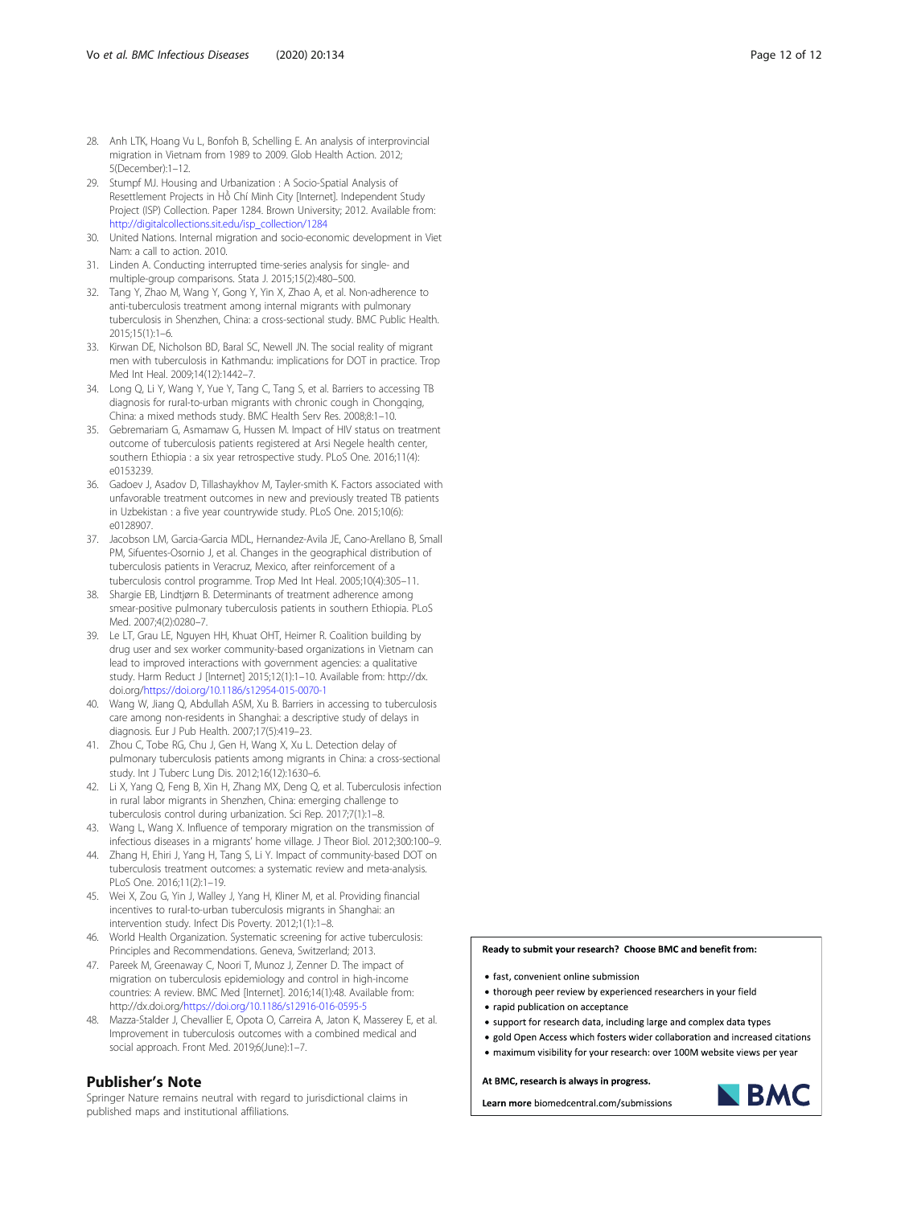28. Anh LTK, Hoang Vu L, Bonfoh B, Schelling E. An analysis of interprovincial migration in Vietnam from 1989 to 2009. Glob Health Action. 2012; 5(December):1–12.
29. Stumpf MJ. Housing and Urbanization : A Socio-Spatial Analysis of Resettlement Projects in Hồ Chí Minh City [Internet]. Independent Study Project (ISP) Collection. Paper 1284. Brown University; 2012. Available from: http://digitalcollections.sit.edu/isp_collection/1284
30. United Nations. Internal migration and socio-economic development in Viet Nam: a call to action. 2010.
31. Linden A. Conducting interrupted time-series analysis for single- and multiple-group comparisons. Stata J. 2015;15(2):480–500.
32. Tang Y, Zhao M, Wang Y, Gong Y, Yin X, Zhao A, et al. Non-adherence to anti-tuberculosis treatment among internal migrants with pulmonary tuberculosis in Shenzhen, China: a cross-sectional study. BMC Public Health. 2015;15(1):1–6.
33. Kirwan DE, Nicholson BD, Baral SC, Newell JN. The social reality of migrant men with tuberculosis in Kathmandu: implications for DOT in practice. Trop Med Int Heal. 2009;14(12):1442–7.
34. Long Q, Li Y, Wang Y, Yue Y, Tang C, Tang S, et al. Barriers to accessing TB diagnosis for rural-to-urban migrants with chronic cough in Chongqing, China: a mixed methods study. BMC Health Serv Res. 2008;8:1–10.
35. Gebremariam G, Asmamaw G, Hussen M. Impact of HIV status on treatment outcome of tuberculosis patients registered at Arsi Negele health center, southern Ethiopia : a six year retrospective study. PLoS One. 2016;11(4): e0153239.
36. Gadoev J, Asadov D, Tillashaykhov M, Tayler-smith K. Factors associated with unfavorable treatment outcomes in new and previously treated TB patients in Uzbekistan : a five year countrywide study. PLoS One. 2015;10(6): e0128907.
37. Jacobson LM, Garcia-Garcia MDL, Hernandez-Avila JE, Cano-Arellano B, Small PM, Sifuentes-Osornio J, et al. Changes in the geographical distribution of tuberculosis patients in Veracruz, Mexico, after reinforcement of a tuberculosis control programme. Trop Med Int Heal. 2005;10(4):305–11.
38. Shargie EB, Lindtjørn B. Determinants of treatment adherence among smear-positive pulmonary tuberculosis patients in southern Ethiopia. PLoS Med. 2007;4(2):0280–7.
39. Le LT, Grau LE, Nguyen HH, Khuat OHT, Heimer R. Coalition building by drug user and sex worker community-based organizations in Vietnam can lead to improved interactions with government agencies: a qualitative study. Harm Reduct J [Internet] 2015;12(1):1–10. Available from: http://dx.doi.org/https://doi.org/10.1186/s12954-015-0070-1
40. Wang W, Jiang Q, Abdullah ASM, Xu B. Barriers in accessing to tuberculosis care among non-residents in Shanghai: a descriptive study of delays in diagnosis. Eur J Pub Health. 2007;17(5):419–23.
41. Zhou C, Tobe RG, Chu J, Gen H, Wang X, Xu L. Detection delay of pulmonary tuberculosis patients among migrants in China: a cross-sectional study. Int J Tuberc Lung Dis. 2012;16(12):1630–6.
42. Li X, Yang Q, Feng B, Xin H, Zhang MX, Deng Q, et al. Tuberculosis infection in rural labor migrants in Shenzhen, China: emerging challenge to tuberculosis control during urbanization. Sci Rep. 2017;7(1):1–8.
43. Wang L, Wang X. Influence of temporary migration on the transmission of infectious diseases in a migrants' home village. J Theor Biol. 2012;300:100–9.
44. Zhang H, Ehiri J, Yang H, Tang S, Li Y. Impact of community-based DOT on tuberculosis treatment outcomes: a systematic review and meta-analysis. PLoS One. 2016;11(2):1–19.
45. Wei X, Zou G, Yin J, Walley J, Yang H, Kliner M, et al. Providing financial incentives to rural-to-urban tuberculosis migrants in Shanghai: an intervention study. Infect Dis Poverty. 2012;1(1):1–8.
46. World Health Organization. Systematic screening for active tuberculosis: Principles and Recommendations. Geneva, Switzerland; 2013.
47. Pareek M, Greenaway C, Noori T, Munoz J, Zenner D. The impact of migration on tuberculosis epidemiology and control in high-income countries: A review. BMC Med [Internet]. 2016;14(1):48. Available from: http://dx.doi.org/https://doi.org/10.1186/s12916-016-0595-5
48. Mazza-Stalder J, Chevallier E, Opota O, Carreira A, Jaton K, Masserey E, et al. Improvement in tuberculosis outcomes with a combined medical and social approach. Front Med. 2019;6(June):1–7.

## Publisher's Note

Springer Nature remains neutral with regard to jurisdictional claims in published maps and institutional affiliations.

**Ready to submit your research? Choose BMC and benefit from:**

- fast, convenient online submission
- thorough peer review by experienced researchers in your field
- rapid publication on acceptance
- support for research data, including large and complex data types
- gold Open Access which fosters wider collaboration and increased citations
- maximum visibility for your research: over 100M website views per year

**At BMC, research is always in progress.**

**Learn more** biomedcentral.com/submissions

BMC